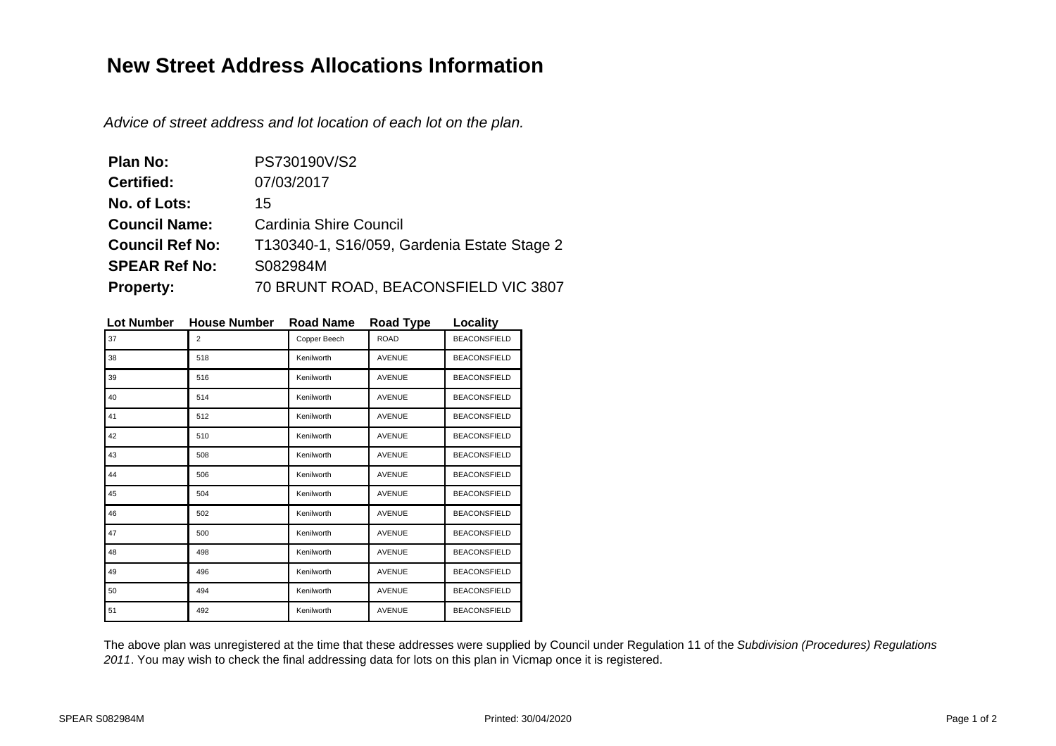# New Street Address Allocations Information

*Advice of street address and lot location of each lot on the plan.*

**Plan No:** PS730190V/S2
**Certified:** 07/03/2017
**No. of Lots:** 15
**Council Name:** Cardinia Shire Council
**Council Ref No:** T130340-1, S16/059, Gardenia Estate Stage 2
**SPEAR Ref No:** S082984M
**Property:** 70 BRUNT ROAD, BEACONSFIELD VIC 3807

| Lot Number | House Number | Road Name | Road Type | Locality |
|---|---|---|---|---|
| 37 | 2 | Copper Beech | ROAD | BEACONSFIELD |
| 38 | 518 | Kenilworth | AVENUE | BEACONSFIELD |
| 39 | 516 | Kenilworth | AVENUE | BEACONSFIELD |
| 40 | 514 | Kenilworth | AVENUE | BEACONSFIELD |
| 41 | 512 | Kenilworth | AVENUE | BEACONSFIELD |
| 42 | 510 | Kenilworth | AVENUE | BEACONSFIELD |
| 43 | 508 | Kenilworth | AVENUE | BEACONSFIELD |
| 44 | 506 | Kenilworth | AVENUE | BEACONSFIELD |
| 45 | 504 | Kenilworth | AVENUE | BEACONSFIELD |
| 46 | 502 | Kenilworth | AVENUE | BEACONSFIELD |
| 47 | 500 | Kenilworth | AVENUE | BEACONSFIELD |
| 48 | 498 | Kenilworth | AVENUE | BEACONSFIELD |
| 49 | 496 | Kenilworth | AVENUE | BEACONSFIELD |
| 50 | 494 | Kenilworth | AVENUE | BEACONSFIELD |
| 51 | 492 | Kenilworth | AVENUE | BEACONSFIELD |

The above plan was unregistered at the time that these addresses were supplied by Council under Regulation 11 of the *Subdivision (Procedures) Regulations 2011*. You may wish to check the final addressing data for lots on this plan in Vicmap once it is registered.

SPEAR S082984M Printed: 30/04/2020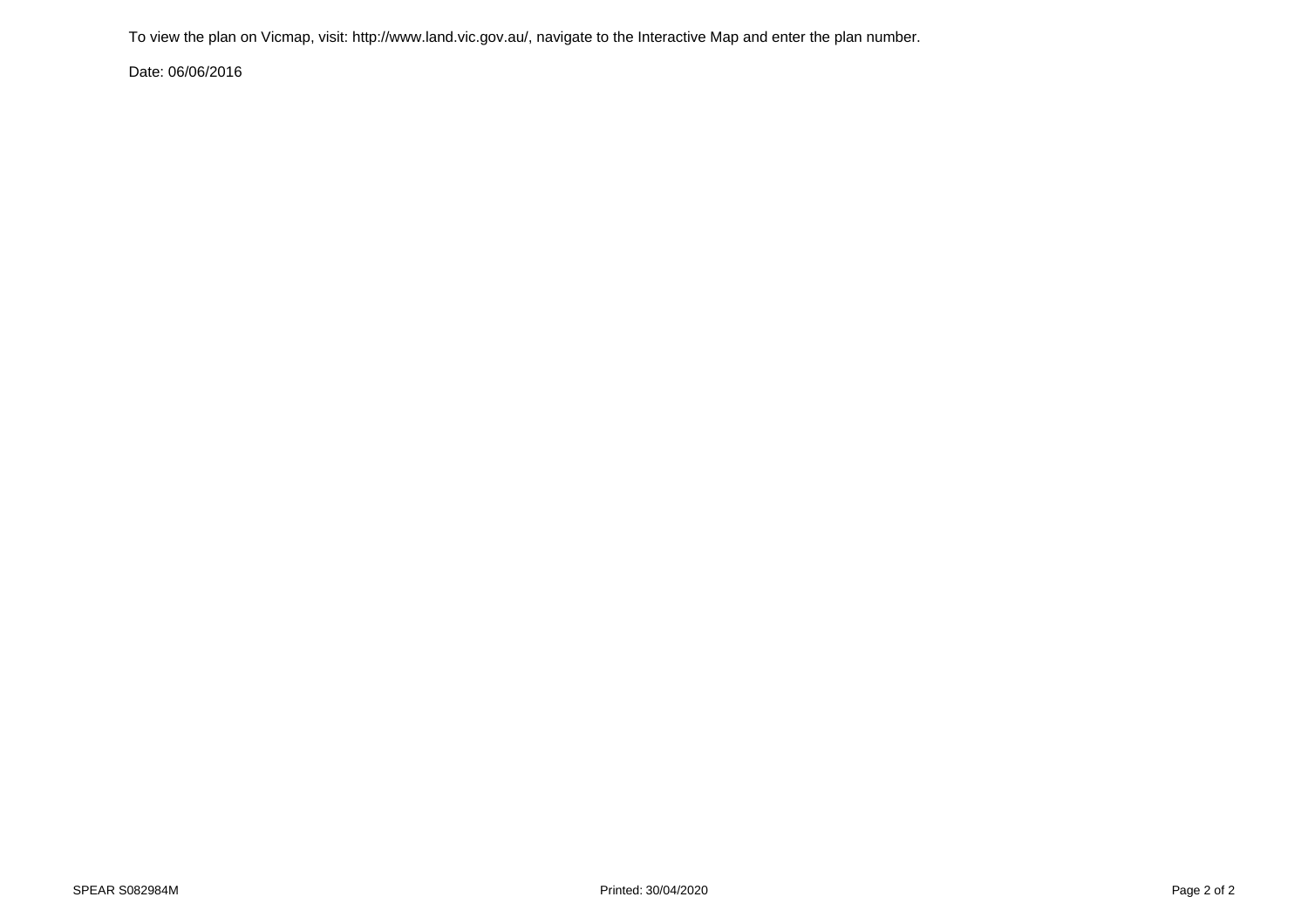To view the plan on Vicmap, visit: http://www.land.vic.gov.au/, navigate to the Interactive Map and enter the plan number.

Date: 06/06/2016